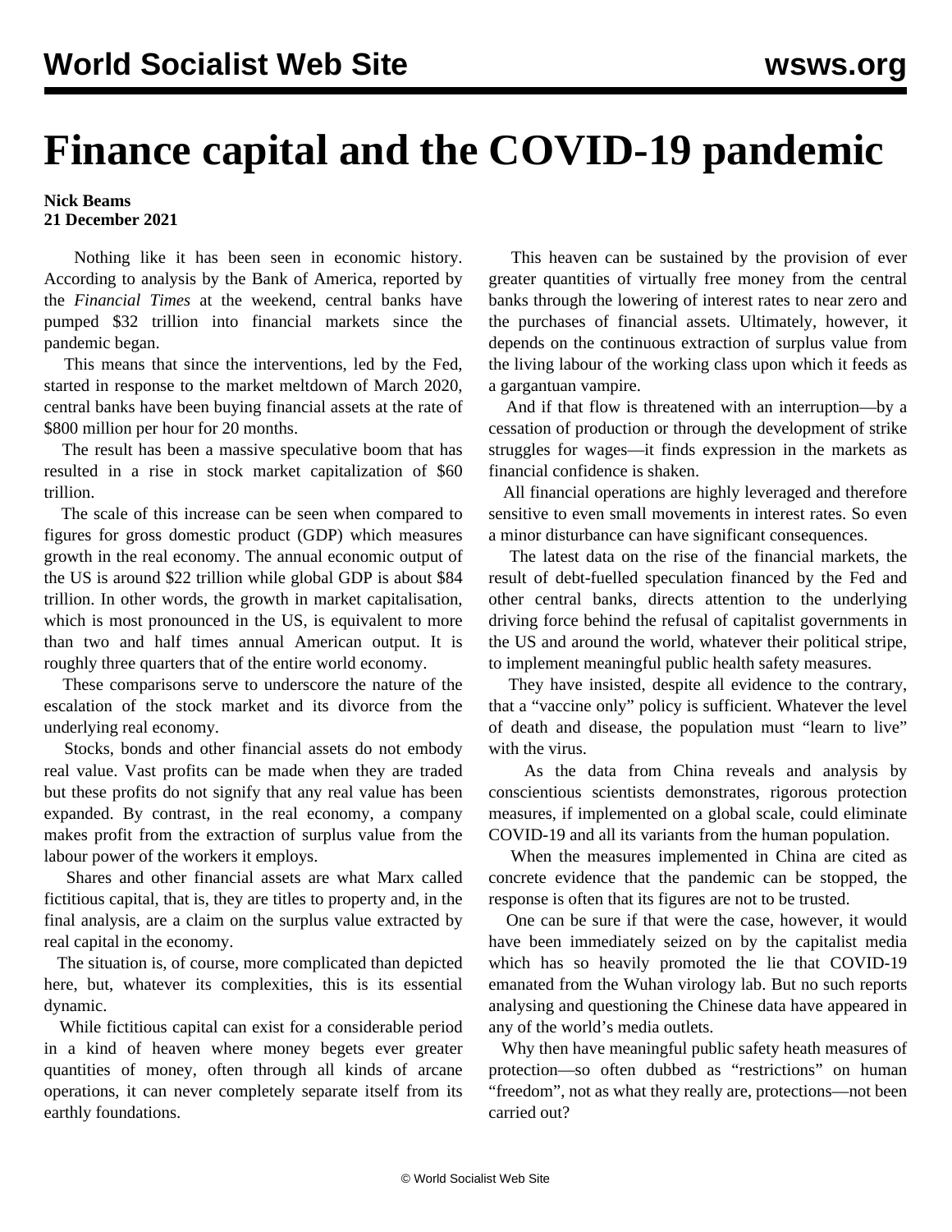# Finance capital and the COVID-19 pandemic

**Nick Beams**
**21 December 2021**

Nothing like it has been seen in economic history. According to analysis by the Bank of America, reported by the *Financial Times* at the weekend, central banks have pumped $32 trillion into financial markets since the pandemic began.

This means that since the interventions, led by the Fed, started in response to the market meltdown of March 2020, central banks have been buying financial assets at the rate of $800 million per hour for 20 months.

The result has been a massive speculative boom that has resulted in a rise in stock market capitalization of $60 trillion.

The scale of this increase can be seen when compared to figures for gross domestic product (GDP) which measures growth in the real economy. The annual economic output of the US is around $22 trillion while global GDP is about $84 trillion. In other words, the growth in market capitalisation, which is most pronounced in the US, is equivalent to more than two and half times annual American output. It is roughly three quarters that of the entire world economy.

These comparisons serve to underscore the nature of the escalation of the stock market and its divorce from the underlying real economy.

Stocks, bonds and other financial assets do not embody real value. Vast profits can be made when they are traded but these profits do not signify that any real value has been expanded. By contrast, in the real economy, a company makes profit from the extraction of surplus value from the labour power of the workers it employs.

Shares and other financial assets are what Marx called fictitious capital, that is, they are titles to property and, in the final analysis, are a claim on the surplus value extracted by real capital in the economy.

The situation is, of course, more complicated than depicted here, but, whatever its complexities, this is its essential dynamic.

While fictitious capital can exist for a considerable period in a kind of heaven where money begets ever greater quantities of money, often through all kinds of arcane operations, it can never completely separate itself from its earthly foundations.

This heaven can be sustained by the provision of ever greater quantities of virtually free money from the central banks through the lowering of interest rates to near zero and the purchases of financial assets. Ultimately, however, it depends on the continuous extraction of surplus value from the living labour of the working class upon which it feeds as a gargantuan vampire.

And if that flow is threatened with an interruption—by a cessation of production or through the development of strike struggles for wages—it finds expression in the markets as financial confidence is shaken.

All financial operations are highly leveraged and therefore sensitive to even small movements in interest rates. So even a minor disturbance can have significant consequences.

The latest data on the rise of the financial markets, the result of debt-fuelled speculation financed by the Fed and other central banks, directs attention to the underlying driving force behind the refusal of capitalist governments in the US and around the world, whatever their political stripe, to implement meaningful public health safety measures.

They have insisted, despite all evidence to the contrary, that a "vaccine only" policy is sufficient. Whatever the level of death and disease, the population must "learn to live" with the virus.

As the data from China reveals and analysis by conscientious scientists demonstrates, rigorous protection measures, if implemented on a global scale, could eliminate COVID-19 and all its variants from the human population.

When the measures implemented in China are cited as concrete evidence that the pandemic can be stopped, the response is often that its figures are not to be trusted.

One can be sure if that were the case, however, it would have been immediately seized on by the capitalist media which has so heavily promoted the lie that COVID-19 emanated from the Wuhan virology lab. But no such reports analysing and questioning the Chinese data have appeared in any of the world's media outlets.

Why then have meaningful public safety heath measures of protection—so often dubbed as "restrictions" on human "freedom", not as what they really are, protections—not been carried out?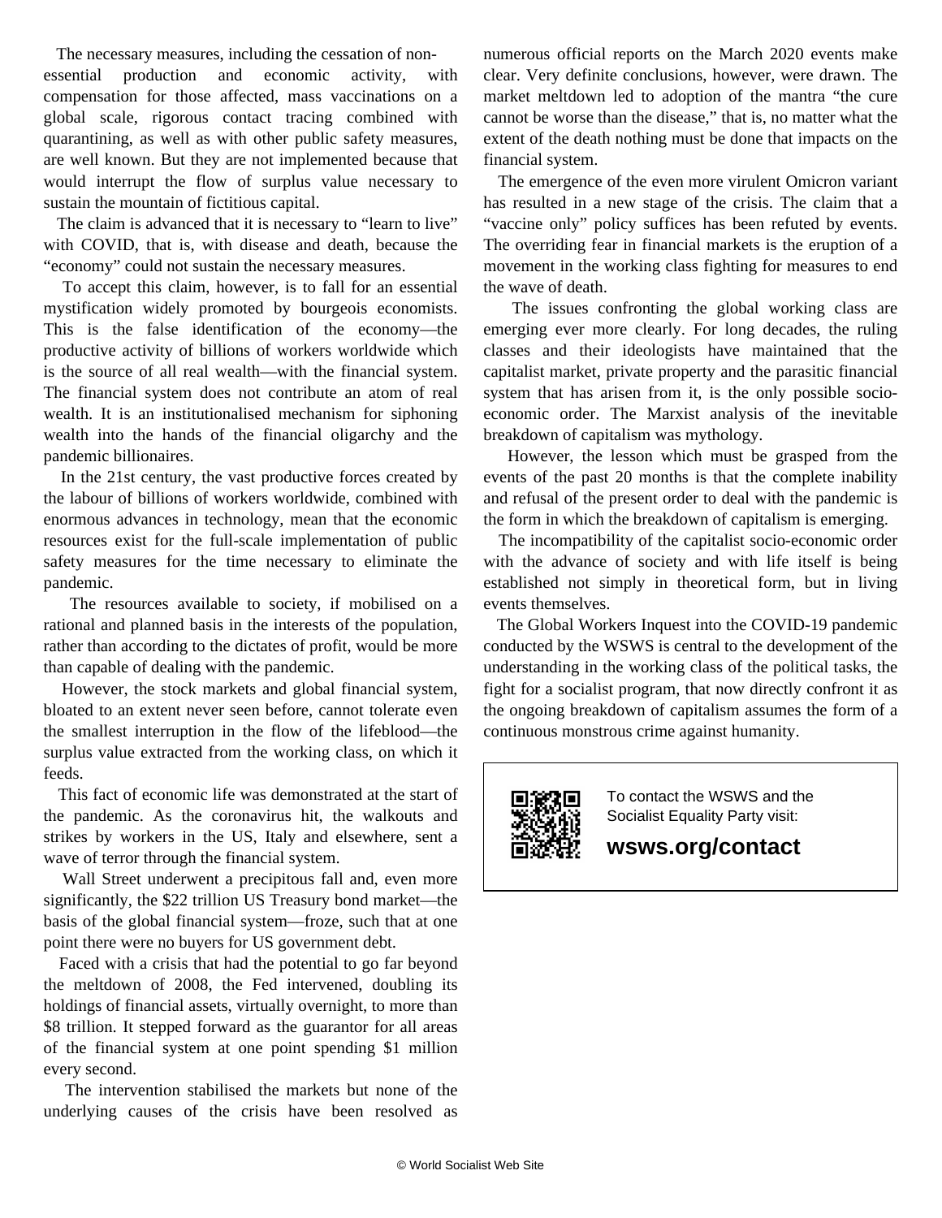The necessary measures, including the cessation of non-essential production and economic activity, with compensation for those affected, mass vaccinations on a global scale, rigorous contact tracing combined with quarantining, as well as with other public safety measures, are well known. But they are not implemented because that would interrupt the flow of surplus value necessary to sustain the mountain of fictitious capital.

The claim is advanced that it is necessary to "learn to live" with COVID, that is, with disease and death, because the "economy" could not sustain the necessary measures.

To accept this claim, however, is to fall for an essential mystification widely promoted by bourgeois economists. This is the false identification of the economy—the productive activity of billions of workers worldwide which is the source of all real wealth—with the financial system. The financial system does not contribute an atom of real wealth. It is an institutionalised mechanism for siphoning wealth into the hands of the financial oligarchy and the pandemic billionaires.

In the 21st century, the vast productive forces created by the labour of billions of workers worldwide, combined with enormous advances in technology, mean that the economic resources exist for the full-scale implementation of public safety measures for the time necessary to eliminate the pandemic.

The resources available to society, if mobilised on a rational and planned basis in the interests of the population, rather than according to the dictates of profit, would be more than capable of dealing with the pandemic.

However, the stock markets and global financial system, bloated to an extent never seen before, cannot tolerate even the smallest interruption in the flow of the lifeblood—the surplus value extracted from the working class, on which it feeds.

This fact of economic life was demonstrated at the start of the pandemic. As the coronavirus hit, the walkouts and strikes by workers in the US, Italy and elsewhere, sent a wave of terror through the financial system.

Wall Street underwent a precipitous fall and, even more significantly, the $22 trillion US Treasury bond market—the basis of the global financial system—froze, such that at one point there were no buyers for US government debt.

Faced with a crisis that had the potential to go far beyond the meltdown of 2008, the Fed intervened, doubling its holdings of financial assets, virtually overnight, to more than $8 trillion. It stepped forward as the guarantor for all areas of the financial system at one point spending $1 million every second.

The intervention stabilised the markets but none of the underlying causes of the crisis have been resolved as numerous official reports on the March 2020 events make clear. Very definite conclusions, however, were drawn. The market meltdown led to adoption of the mantra "the cure cannot be worse than the disease," that is, no matter what the extent of the death nothing must be done that impacts on the financial system.

The emergence of the even more virulent Omicron variant has resulted in a new stage of the crisis. The claim that a "vaccine only" policy suffices has been refuted by events. The overriding fear in financial markets is the eruption of a movement in the working class fighting for measures to end the wave of death.

The issues confronting the global working class are emerging ever more clearly. For long decades, the ruling classes and their ideologists have maintained that the capitalist market, private property and the parasitic financial system that has arisen from it, is the only possible socio-economic order. The Marxist analysis of the inevitable breakdown of capitalism was mythology.

However, the lesson which must be grasped from the events of the past 20 months is that the complete inability and refusal of the present order to deal with the pandemic is the form in which the breakdown of capitalism is emerging.

The incompatibility of the capitalist socio-economic order with the advance of society and with life itself is being established not simply in theoretical form, but in living events themselves.

The Global Workers Inquest into the COVID-19 pandemic conducted by the WSWS is central to the development of the understanding in the working class of the political tasks, the fight for a socialist program, that now directly confront it as the ongoing breakdown of capitalism assumes the form of a continuous monstrous crime against humanity.

To contact the WSWS and the Socialist Equality Party visit:

**wsws.org/contact**